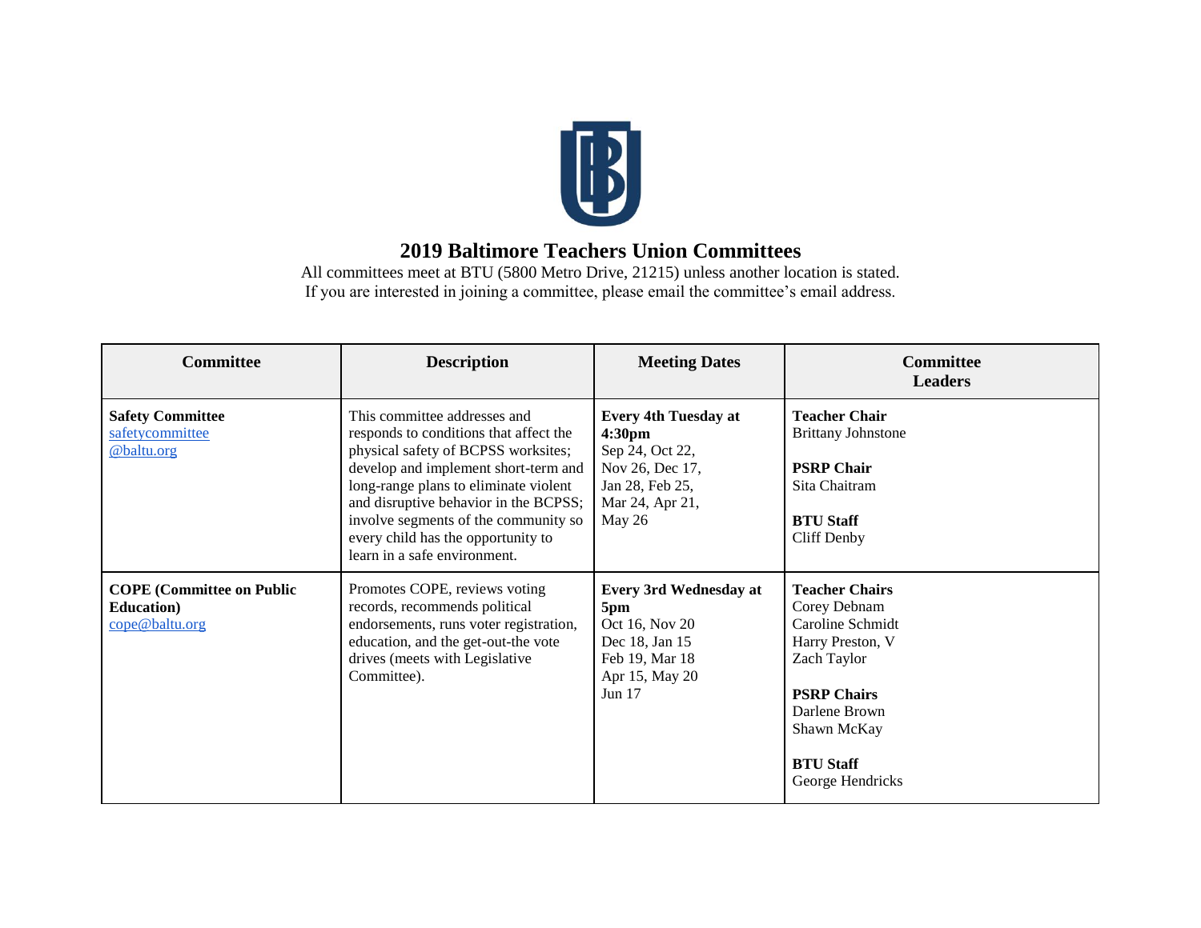# 2019 Baltimore Teachers Union Committees

All committees meet at BTU (5800 Metro Drive, 21215) unless another location is stated.
If you are interested in joining a committee, please email the committee's email address.

| Committee | Description | Meeting Dates | Committee Leaders |
|---|---|---|---|
| **Safety Committee** safetycommittee@baltu.org | This committee addresses and responds to conditions that affect the physical safety of BCPSS worksites; develop and implement short-term and long-range plans to eliminate violent and disruptive behavior in the BCPSS; involve segments of the community so every child has the opportunity to learn in a safe environment. | **Every 4th Tuesday at 4:30pm** Sep 24, Oct 22, Nov 26, Dec 17, Jan 28, Feb 25, Mar 24, Apr 21, May 26 | **Teacher Chair** Brittany Johnstone<br><br>**PSRP Chair** Sita Chaitram<br><br>**BTU Staff** Cliff Denby |
| **COPE (Committee on Public Education)** cope@baltu.org | Promotes COPE, reviews voting records, recommends political endorsements, runs voter registration, education, and the get-out-the vote drives (meets with Legislative Committee). | **Every 3rd Wednesday at 5pm** Oct 16, Nov 20 Dec 18, Jan 15 Feb 19, Mar 18 Apr 15, May 20 Jun 17 | **Teacher Chairs** Corey Debnam Caroline Schmidt Harry Preston, V Zach Taylor<br><br>**PSRP Chairs** Darlene Brown Shawn McKay<br><br>**BTU Staff** George Hendricks |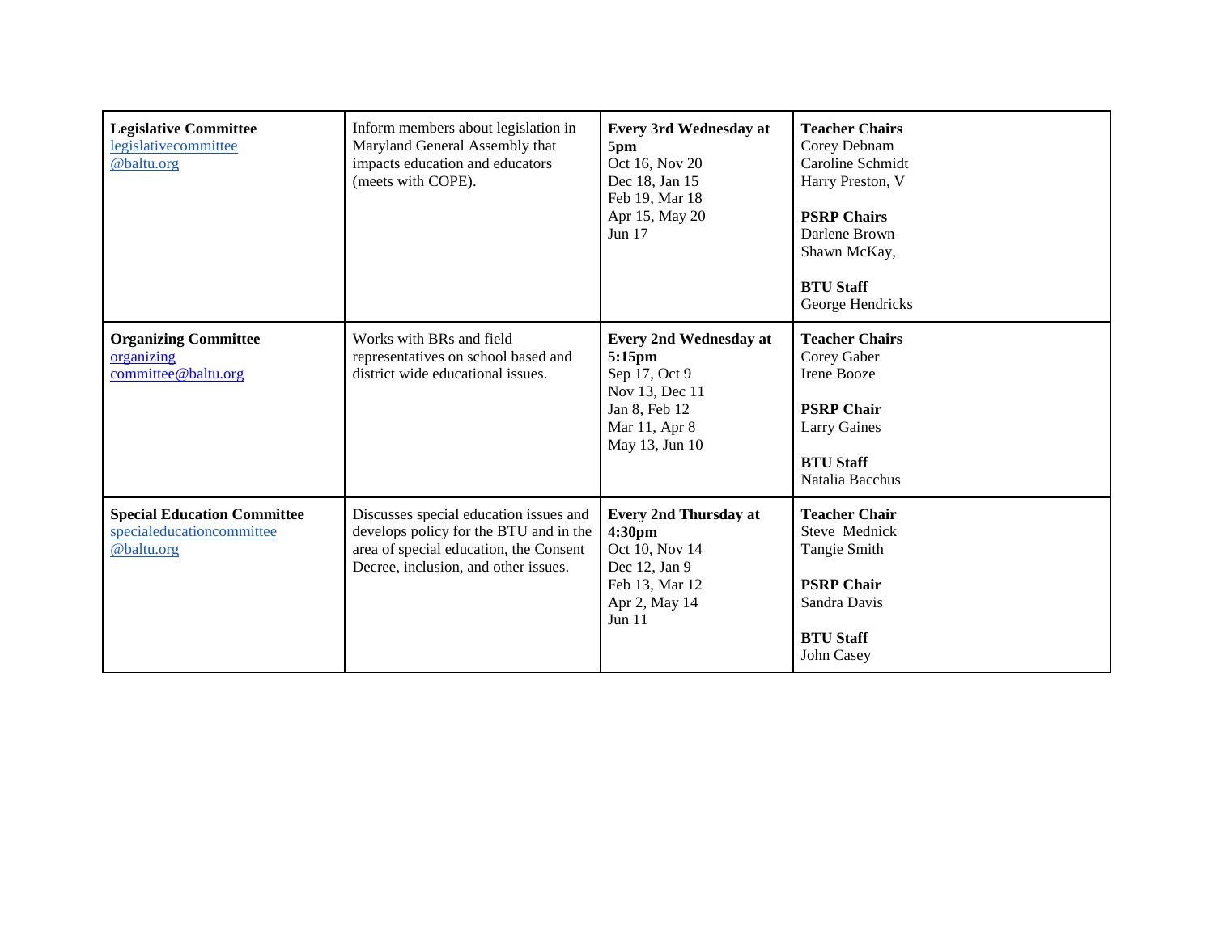| | | | |
|---|---|---|---|
| **Legislative Committee**<br>legislativecommittee@baltu.org | Inform members about legislation in Maryland General Assembly that impacts education and educators (meets with COPE). | **Every 3rd Wednesday at 5pm**<br>Oct 16, Nov 20<br>Dec 18, Jan 15<br>Feb 19, Mar 18<br>Apr 15, May 20<br>Jun 17 | **Teacher Chairs**<br>Corey Debnam<br>Caroline Schmidt<br>Harry Preston, V<br><br>**PSRP Chairs**<br>Darlene Brown<br>Shawn McKay,<br><br>**BTU Staff**<br>George Hendricks |
| **Organizing Committee**<br>organizingcommittee@baltu.org | Works with BRs and field representatives on school based and district wide educational issues. | **Every 2nd Wednesday at 5:15pm**<br>Sep 17, Oct 9<br>Nov 13, Dec 11<br>Jan 8, Feb 12<br>Mar 11, Apr 8<br>May 13, Jun 10 | **Teacher Chairs**<br>Corey Gaber<br>Irene Booze<br><br>**PSRP Chair**<br>Larry Gaines<br><br>**BTU Staff**<br>Natalia Bacchus |
| **Special Education Committee**<br>specialeducationcommittee@baltu.org | Discusses special education issues and develops policy for the BTU and in the area of special education, the Consent Decree, inclusion, and other issues. | **Every 2nd Thursday at 4:30pm**<br>Oct 10, Nov 14<br>Dec 12, Jan 9<br>Feb 13, Mar 12<br>Apr 2, May 14<br>Jun 11 | **Teacher Chair**<br>Steve Mednick<br>Tangie Smith<br><br>**PSRP Chair**<br>Sandra Davis<br><br>**BTU Staff**<br>John Casey |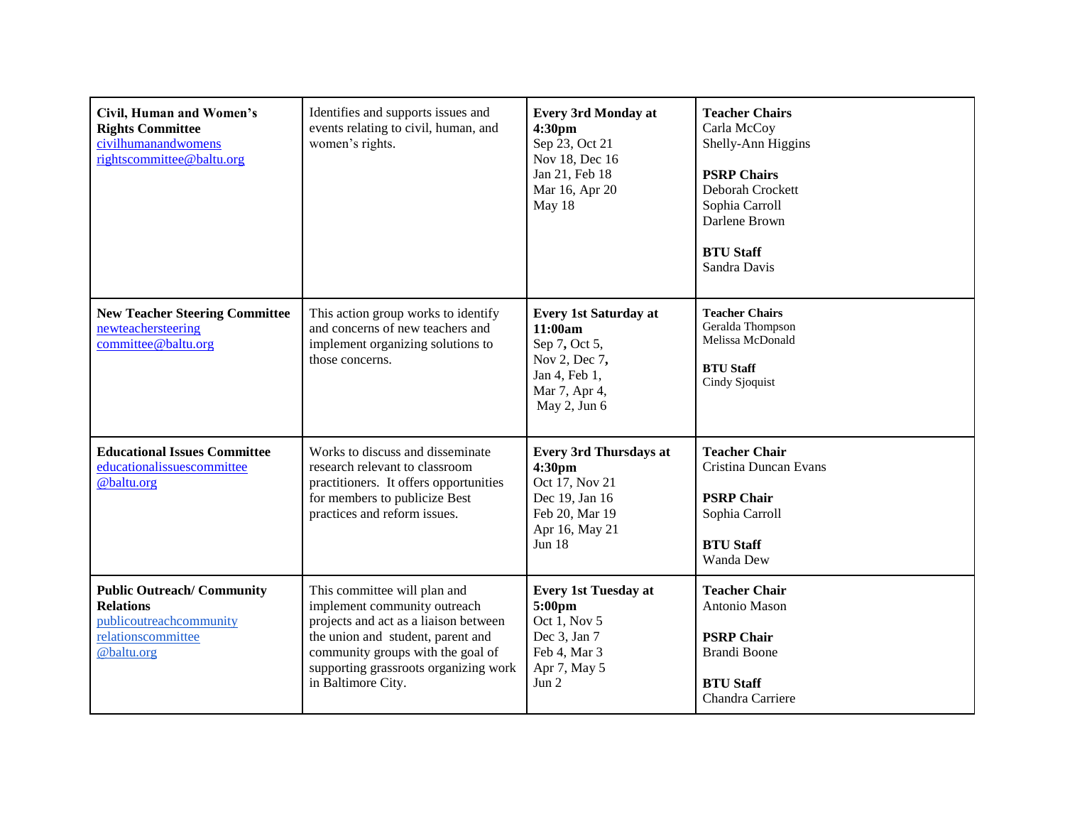| | | | |
|---|---|---|---|
| **Civil, Human and Women's Rights Committee**<br>civilhumanandwomensrightscommittee@baltu.org | Identifies and supports issues and events relating to civil, human, and women's rights. | **Every 3rd Monday at 4:30pm**<br>Sep 23, Oct 21<br>Nov 18, Dec 16<br>Jan 21, Feb 18<br>Mar 16, Apr 20<br>May 18 | **Teacher Chairs**<br>Carla McCoy<br>Shelly-Ann Higgins<br><br>**PSRP Chairs**<br>Deborah Crockett<br>Sophia Carroll<br>Darlene Brown<br><br>**BTU Staff**<br>Sandra Davis |
| **New Teacher Steering Committee**<br>newteachersteeringcommittee@baltu.org | This action group works to identify and concerns of new teachers and implement organizing solutions to those concerns. | **Every 1st Saturday at 11:00am**<br>Sep 7, Oct 5,<br>Nov 2, Dec 7,<br>Jan 4, Feb 1,<br>Mar 7, Apr 4,<br>May 2, Jun 6 | **Teacher Chairs**<br>Geralda Thompson<br>Melissa McDonald<br><br>**BTU Staff**<br>Cindy Sjoquist |
| **Educational Issues Committee**<br>educationalissuescommittee@baltu.org | Works to discuss and disseminate research relevant to classroom practitioners. It offers opportunities for members to publicize Best practices and reform issues. | **Every 3rd Thursdays at 4:30pm**<br>Oct 17, Nov 21<br>Dec 19, Jan 16<br>Feb 20, Mar 19<br>Apr 16, May 21<br>Jun 18 | **Teacher Chair**<br>Cristina Duncan Evans<br><br>**PSRP Chair**<br>Sophia Carroll<br><br>**BTU Staff**<br>Wanda Dew |
| **Public Outreach/ Community Relations**<br>publicoutreachcommunityrelationscommittee@baltu.org | This committee will plan and implement community outreach projects and act as a liaison between the union and student, parent and community groups with the goal of supporting grassroots organizing work in Baltimore City. | **Every 1st Tuesday at 5:00pm**<br>Oct 1, Nov 5<br>Dec 3, Jan 7<br>Feb 4, Mar 3<br>Apr 7, May 5<br>Jun 2 | **Teacher Chair**<br>Antonio Mason<br><br>**PSRP Chair**<br>Brandi Boone<br><br>**BTU Staff**<br>Chandra Carriere |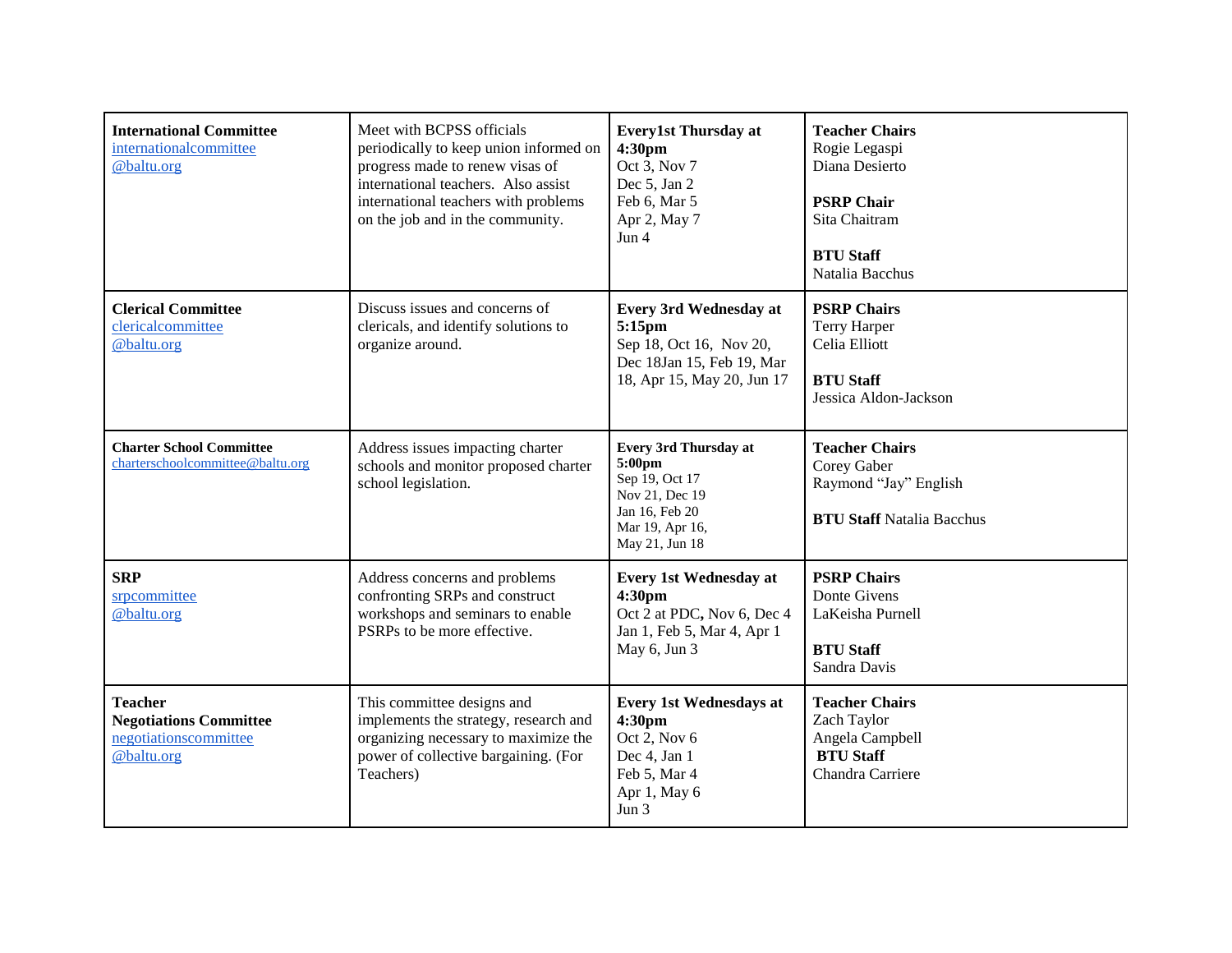| | | | |
|---|---|---|---|
| **International Committee** internationalcommittee @baltu.org | Meet with BCPSS officials periodically to keep union informed on progress made to renew visas of international teachers. Also assist international teachers with problems on the job and in the community. | **Every1st Thursday at 4:30pm** Oct 3, Nov 7 Dec 5, Jan 2 Feb 6, Mar 5 Apr 2, May 7 Jun 4 | **Teacher Chairs** Rogie Legaspi Diana Desierto **PSRP Chair** Sita Chaitram **BTU Staff** Natalia Bacchus |
| **Clerical Committee** clericalcommittee @baltu.org | Discuss issues and concerns of clericals, and identify solutions to organize around. | **Every 3rd Wednesday at 5:15pm** Sep 18, Oct 16, Nov 20, Dec 18Jan 15, Feb 19, Mar 18, Apr 15, May 20, Jun 17 | **PSRP Chairs** Terry Harper Celia Elliott **BTU Staff** Jessica Aldon-Jackson |
| **Charter School Committee** charterschoolcommittee@baltu.org | Address issues impacting charter schools and monitor proposed charter school legislation. | **Every 3rd Thursday at 5:00pm** Sep 19, Oct 17 Nov 21, Dec 19 Jan 16, Feb 20 Mar 19, Apr 16, May 21, Jun 18 | **Teacher Chairs** Corey Gaber Raymond "Jay" English **BTU Staff** Natalia Bacchus |
| **SRP** srpcommittee @baltu.org | Address concerns and problems confronting SRPs and construct workshops and seminars to enable PSRPs to be more effective. | **Every 1st Wednesday at 4:30pm** Oct 2 at PDC, Nov 6, Dec 4 Jan 1, Feb 5, Mar 4, Apr 1 May 6, Jun 3 | **PSRP Chairs** Donte Givens LaKeisha Purnell **BTU Staff** Sandra Davis |
| **Teacher Negotiations Committee** negotiationscommittee @baltu.org | This committee designs and implements the strategy, research and organizing necessary to maximize the power of collective bargaining. (For Teachers) | **Every 1st Wednesdays at 4:30pm** Oct 2, Nov 6 Dec 4, Jan 1 Feb 5, Mar 4 Apr 1, May 6 Jun 3 | **Teacher Chairs** Zach Taylor Angela Campbell **BTU Staff** Chandra Carriere |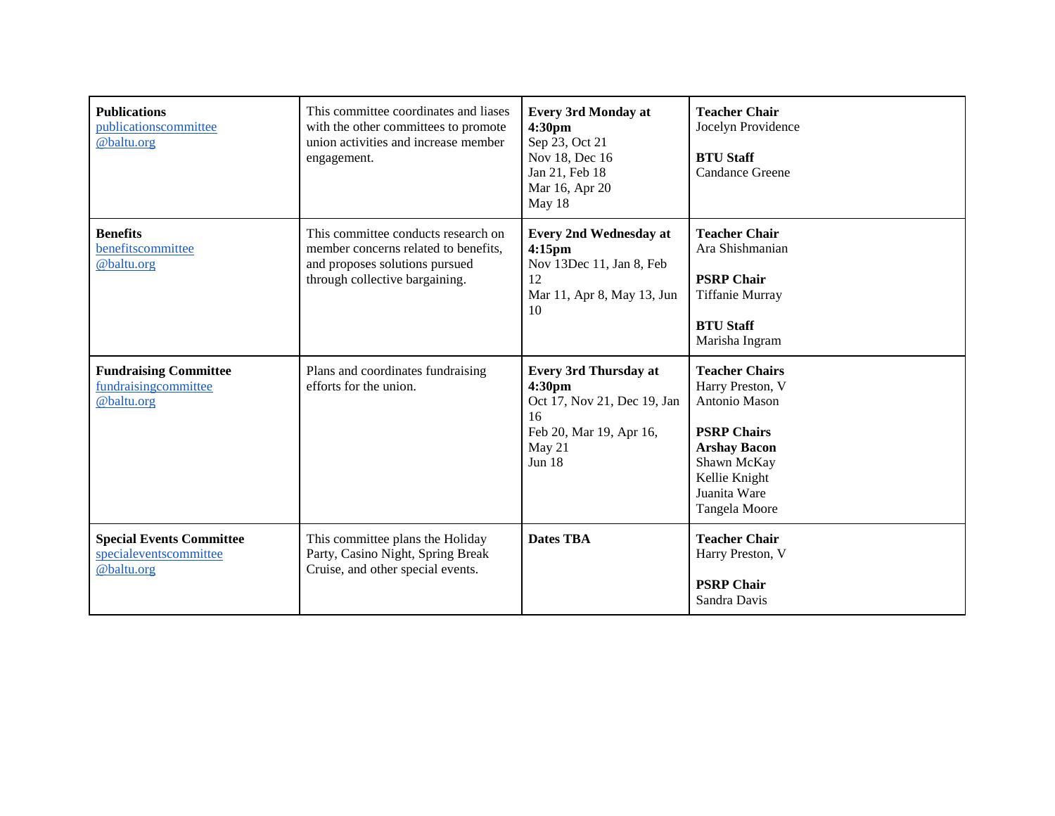| | | | |
|---|---|---|---|
| **Publications** publicationscommittee @baltu.org | This committee coordinates and liases with the other committees to promote union activities and increase member engagement. | **Every 3rd Monday at 4:30pm** Sep 23, Oct 21 Nov 18, Dec 16 Jan 21, Feb 18 Mar 16, Apr 20 May 18 | **Teacher Chair** Jocelyn Providence **BTU Staff** Candance Greene |
| **Benefits** benefitscommittee @baltu.org | This committee conducts research on member concerns related to benefits, and proposes solutions pursued through collective bargaining. | **Every 2nd Wednesday at 4:15pm** Nov 13Dec 11, Jan 8, Feb 12 Mar 11, Apr 8, May 13, Jun 10 | **Teacher Chair** Ara Shishmanian **PSRP Chair** Tiffanie Murray **BTU Staff** Marisha Ingram |
| **Fundraising Committee** fundraisingcommittee @baltu.org | Plans and coordinates fundraising efforts for the union. | **Every 3rd Thursday at 4:30pm** Oct 17, Nov 21, Dec 19, Jan 16 Feb 20, Mar 19, Apr 16, May 21 Jun 18 | **Teacher Chairs** Harry Preston, V Antonio Mason **PSRP Chairs** **Arshay Bacon** Shawn McKay Kellie Knight Juanita Ware Tangela Moore |
| **Special Events Committee** specialeventscommittee @baltu.org | This committee plans the Holiday Party, Casino Night, Spring Break Cruise, and other special events. | **Dates TBA** | **Teacher Chair** Harry Preston, V **PSRP Chair** Sandra Davis |